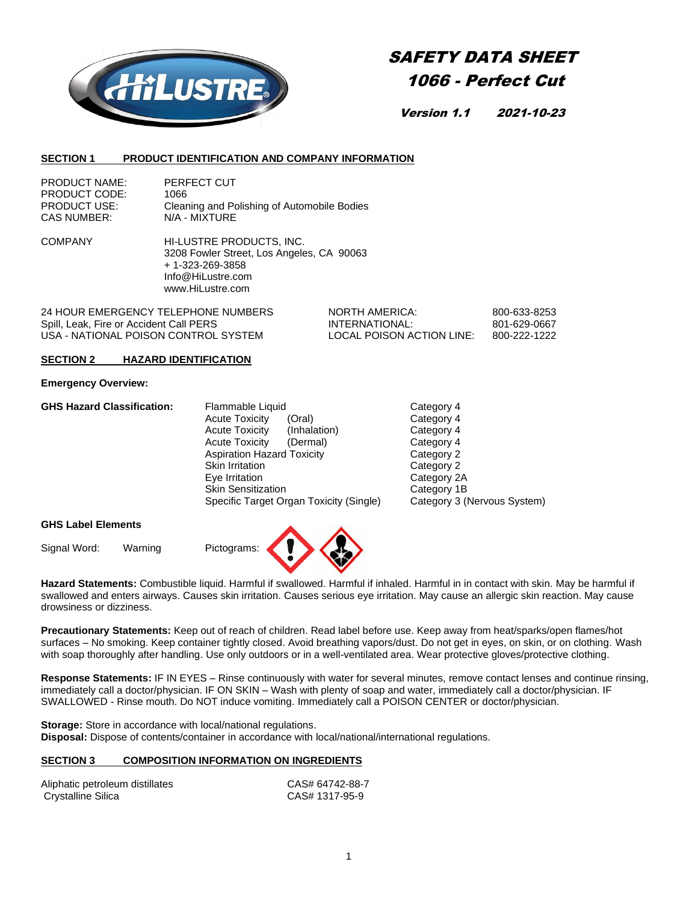# SAFETY DATA SHEET

## 1066 - Perfect Cut

**Version 1.1 2021-10-23**

### SECTION 1 PRODUCT IDENTIFICATION AND COMPANY INFORMATION

PRODUCT NAME: PERFECT CUT
PRODUCT CODE: 1066
PRODUCT USE: Cleaning and Polishing of Automobile Bodies
CAS NUMBER: N/A - MIXTURE

COMPANY
HI-LUSTRE PRODUCTS, INC.
3208 Fowler Street, Los Angeles, CA 90063
+ 1-323-269-3858
Info@HiLustre.com
www.HiLustre.com

| | | |
|---|---|---|
| 24 HOUR EMERGENCY TELEPHONE NUMBERS | NORTH AMERICA: | 800-633-8253 |
| Spill, Leak, Fire or Accident Call PERS | INTERNATIONAL: | 801-629-0667 |
| USA - NATIONAL POISON CONTROL SYSTEM | LOCAL POISON ACTION LINE: | 800-222-1222 |

### SECTION 2 HAZARD IDENTIFICATION

**Emergency Overview:**

**GHS Hazard Classification:**

| Hazard | | Category |
|---|---|---|
| Flammable Liquid | | Category 4 |
| Acute Toxicity | (Oral) | Category 4 |
| Acute Toxicity | (Inhalation) | Category 4 |
| Acute Toxicity | (Dermal) | Category 4 |
| Aspiration Hazard Toxicity | | Category 2 |
| Skin Irritation | | Category 2 |
| Eye Irritation | | Category 2A |
| Skin Sensitization | | Category 1B |
| Specific Target Organ Toxicity (Single) | | Category 3 (Nervous System) |

**GHS Label Elements**

Signal Word: Warning Pictograms:

**Hazard Statements:** Combustible liquid. Harmful if swallowed. Harmful if inhaled. Harmful in in contact with skin. May be harmful if swallowed and enters airways. Causes skin irritation. Causes serious eye irritation. May cause an allergic skin reaction. May cause drowsiness or dizziness.

**Precautionary Statements:** Keep out of reach of children. Read label before use. Keep away from heat/sparks/open flames/hot surfaces – No smoking. Keep container tightly closed. Avoid breathing vapors/dust. Do not get in eyes, on skin, or on clothing. Wash with soap thoroughly after handling. Use only outdoors or in a well-ventilated area. Wear protective gloves/protective clothing.

**Response Statements:** IF IN EYES – Rinse continuously with water for several minutes, remove contact lenses and continue rinsing, immediately call a doctor/physician. IF ON SKIN – Wash with plenty of soap and water, immediately call a doctor/physician. IF SWALLOWED - Rinse mouth. Do NOT induce vomiting. Immediately call a POISON CENTER or doctor/physician.

**Storage:** Store in accordance with local/national regulations.
**Disposal:** Dispose of contents/container in accordance with local/national/international regulations.

### SECTION 3 COMPOSITION INFORMATION ON INGREDIENTS

| | |
|---|---|
| Aliphatic petroleum distillates | CAS# 64742-88-7 |
| Crystalline Silica | CAS# 1317-95-9 |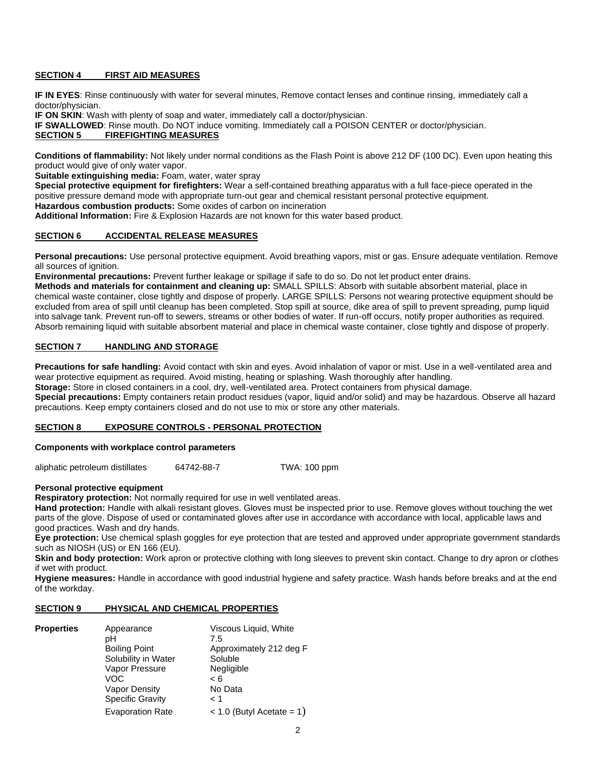## SECTION 4 FIRST AID MEASURES

**IF IN EYES**: Rinse continuously with water for several minutes, Remove contact lenses and continue rinsing, immediately call a doctor/physician.
**IF ON SKIN**: Wash with plenty of soap and water, immediately call a doctor/physician.
**IF SWALLOWED**: Rinse mouth. Do NOT induce vomiting. Immediately call a POISON CENTER or doctor/physician.

## SECTION 5 FIREFIGHTING MEASURES

**Conditions of flammability:** Not likely under normal conditions as the Flash Point is above 212 DF (100 DC). Even upon heating this product would give of only water vapor.
**Suitable extinguishing media:** Foam, water, water spray
**Special protective equipment for firefighters:** Wear a self-contained breathing apparatus with a full face-piece operated in the positive pressure demand mode with appropriate turn-out gear and chemical resistant personal protective equipment.
**Hazardous combustion products:** Some oxides of carbon on incineration
**Additional Information:** Fire & Explosion Hazards are not known for this water based product.

## SECTION 6 ACCIDENTAL RELEASE MEASURES

**Personal precautions:** Use personal protective equipment. Avoid breathing vapors, mist or gas. Ensure adequate ventilation. Remove all sources of ignition.
**Environmental precautions:** Prevent further leakage or spillage if safe to do so. Do not let product enter drains.
**Methods and materials for containment and cleaning up:** SMALL SPILLS: Absorb with suitable absorbent material, place in chemical waste container, close tightly and dispose of properly. LARGE SPILLS: Persons not wearing protective equipment should be excluded from area of spill until cleanup has been completed. Stop spill at source, dike area of spill to prevent spreading, pump liquid into salvage tank. Prevent run-off to sewers, streams or other bodies of water. If run-off occurs, notify proper authorities as required. Absorb remaining liquid with suitable absorbent material and place in chemical waste container, close tightly and dispose of properly.

## SECTION 7 HANDLING AND STORAGE

**Precautions for safe handling:** Avoid contact with skin and eyes. Avoid inhalation of vapor or mist. Use in a well-ventilated area and wear protective equipment as required. Avoid misting, heating or splashing. Wash thoroughly after handling.
**Storage:** Store in closed containers in a cool, dry, well-ventilated area. Protect containers from physical damage.
**Special precautions:** Empty containers retain product residues (vapor, liquid and/or solid) and may be hazardous. Observe all hazard precautions. Keep empty containers closed and do not use to mix or store any other materials.

## SECTION 8 EXPOSURE CONTROLS - PERSONAL PROTECTION

**Components with workplace control parameters**

| | | |
|---|---|---|
| aliphatic petroleum distillates | 64742-88-7 | TWA: 100 ppm |

**Personal protective equipment**
**Respiratory protection:** Not normally required for use in well ventilated areas.
**Hand protection:** Handle with alkali resistant gloves. Gloves must be inspected prior to use. Remove gloves without touching the wet parts of the glove. Dispose of used or contaminated gloves after use in accordance with accordance with local, applicable laws and good practices. Wash and dry hands.
**Eye protection:** Use chemical splash goggles for eye protection that are tested and approved under appropriate government standards such as NIOSH (US) or EN 166 (EU).
**Skin and body protection:** Work apron or protective clothing with long sleeves to prevent skin contact. Change to dry apron or clothes if wet with product.
**Hygiene measures:** Handle in accordance with good industrial hygiene and safety practice. Wash hands before breaks and at the end of the workday.

## SECTION 9 PHYSICAL AND CHEMICAL PROPERTIES

| **Properties** | | |
|---|---|---|
| | Appearance | Viscous Liquid, White |
| | pH | 7.5 |
| | Boiling Point | Approximately 212 deg F |
| | Solubility in Water | Soluble |
| | Vapor Pressure | Negligible |
| | VOC | < 6 |
| | Vapor Density | No Data |
| | Specific Gravity | < 1 |
| | Evaporation Rate | < 1.0 (Butyl Acetate = 1) |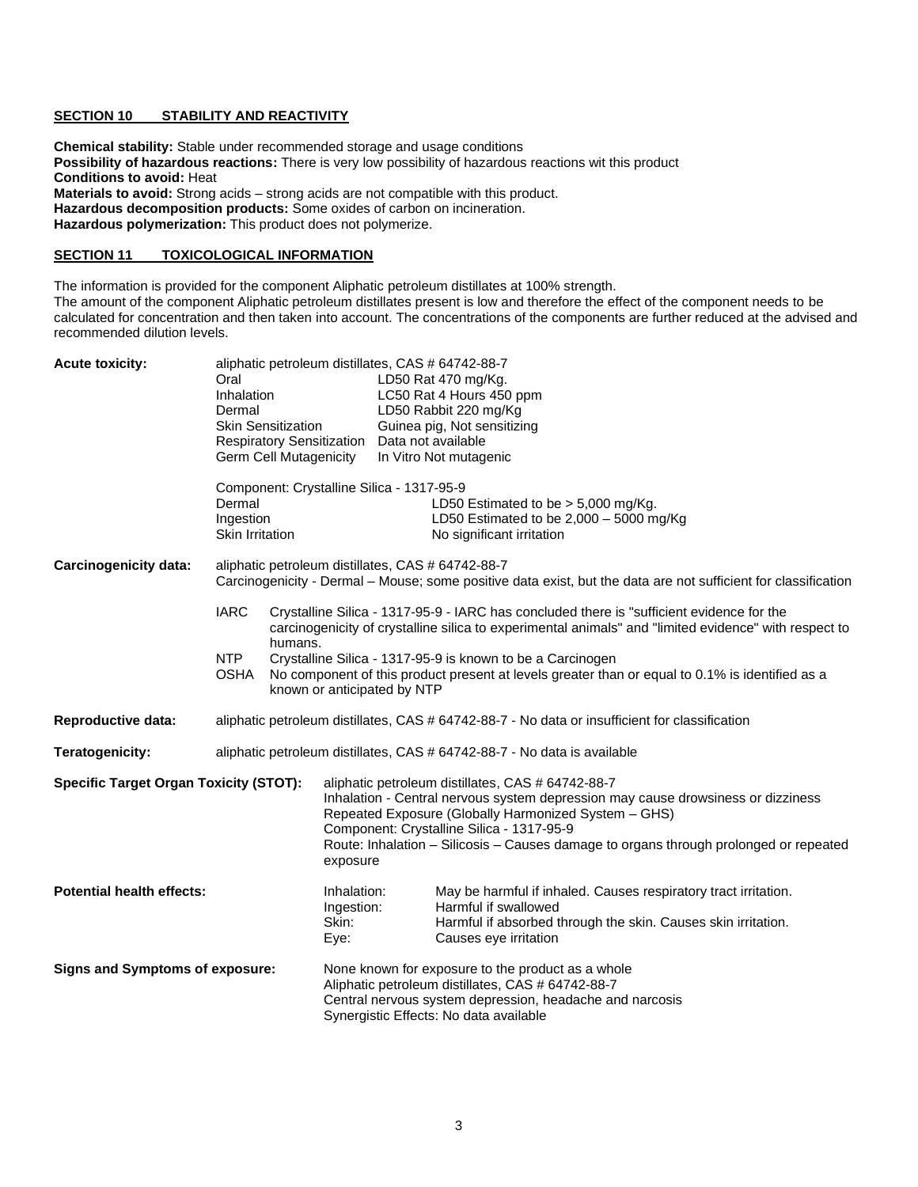## SECTION 10 STABILITY AND REACTIVITY

**Chemical stability:** Stable under recommended storage and usage conditions
**Possibility of hazardous reactions:** There is very low possibility of hazardous reactions wit this product
**Conditions to avoid:** Heat
**Materials to avoid:** Strong acids – strong acids are not compatible with this product.
**Hazardous decomposition products:** Some oxides of carbon on incineration.
**Hazardous polymerization:** This product does not polymerize.

## SECTION 11 TOXICOLOGICAL INFORMATION

The information is provided for the component Aliphatic petroleum distillates at 100% strength.
The amount of the component Aliphatic petroleum distillates present is low and therefore the effect of the component needs to be calculated for concentration and then taken into account. The concentrations of the components are further reduced at the advised and recommended dilution levels.

**Acute toxicity:**

aliphatic petroleum distillates, CAS # 64742-88-7

| | |
|---|---|
| Oral | LD50 Rat 470 mg/Kg. |
| Inhalation | LC50 Rat 4 Hours 450 ppm |
| Dermal | LD50 Rabbit 220 mg/Kg |
| Skin Sensitization | Guinea pig, Not sensitizing |
| Respiratory Sensitization | Data not available |
| Germ Cell Mutagenicity | In Vitro Not mutagenic |

Component: Crystalline Silica - 1317-95-9

| | |
|---|---|
| Dermal | LD50 Estimated to be > 5,000 mg/Kg. |
| Ingestion | LD50 Estimated to be 2,000 – 5000 mg/Kg |
| Skin Irritation | No significant irritation |

**Carcinogenicity data:**

aliphatic petroleum distillates, CAS # 64742-88-7
Carcinogenicity - Dermal – Mouse; some positive data exist, but the data are not sufficient for classification

IARC Crystalline Silica - 1317-95-9 - IARC has concluded there is "sufficient evidence for the carcinogenicity of crystalline silica to experimental animals" and "limited evidence" with respect to humans.
NTP Crystalline Silica - 1317-95-9 is known to be a Carcinogen
OSHA No component of this product present at levels greater than or equal to 0.1% is identified as a known or anticipated by NTP

**Reproductive data:** aliphatic petroleum distillates, CAS # 64742-88-7 - No data or insufficient for classification

**Teratogenicity:** aliphatic petroleum distillates, CAS # 64742-88-7 - No data is available

**Specific Target Organ Toxicity (STOT):**

aliphatic petroleum distillates, CAS # 64742-88-7
Inhalation - Central nervous system depression may cause drowsiness or dizziness
Repeated Exposure (Globally Harmonized System – GHS)
Component: Crystalline Silica - 1317-95-9
Route: Inhalation – Silicosis – Causes damage to organs through prolonged or repeated exposure

**Potential health effects:**

| | |
|---|---|
| Inhalation: | May be harmful if inhaled. Causes respiratory tract irritation. |
| Ingestion: | Harmful if swallowed |
| Skin: | Harmful if absorbed through the skin. Causes skin irritation. |
| Eye: | Causes eye irritation |

**Signs and Symptoms of exposure:**

None known for exposure to the product as a whole
Aliphatic petroleum distillates, CAS # 64742-88-7
Central nervous system depression, headache and narcosis
Synergistic Effects: No data available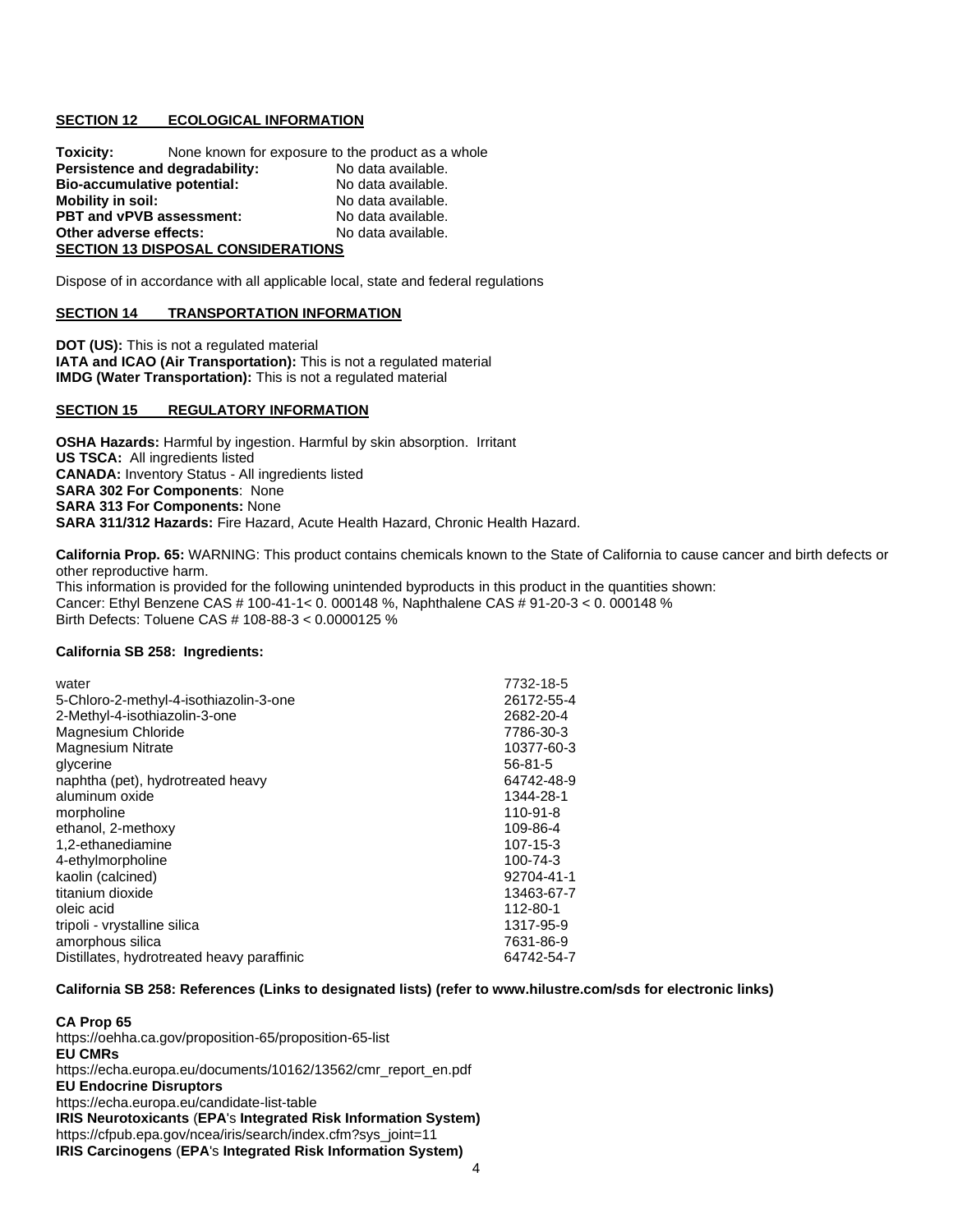## SECTION 12 ECOLOGICAL INFORMATION

**Toxicity:** None known for exposure to the product as a whole
**Persistence and degradability:** No data available.
**Bio-accumulative potential:** No data available.
**Mobility in soil:** No data available.
**PBT and vPVB assessment:** No data available.
**Other adverse effects:** No data available.

## SECTION 13 DISPOSAL CONSIDERATIONS

Dispose of in accordance with all applicable local, state and federal regulations

## SECTION 14 TRANSPORTATION INFORMATION

**DOT (US):** This is not a regulated material
**IATA and ICAO (Air Transportation):** This is not a regulated material
**IMDG (Water Transportation):** This is not a regulated material

## SECTION 15 REGULATORY INFORMATION

**OSHA Hazards:** Harmful by ingestion. Harmful by skin absorption. Irritant
**US TSCA:** All ingredients listed
**CANADA:** Inventory Status - All ingredients listed
**SARA 302 For Components**: None
**SARA 313 For Components:** None
**SARA 311/312 Hazards:** Fire Hazard, Acute Health Hazard, Chronic Health Hazard.

**California Prop. 65:** WARNING: This product contains chemicals known to the State of California to cause cancer and birth defects or other reproductive harm.
This information is provided for the following unintended byproducts in this product in the quantities shown:
Cancer: Ethyl Benzene CAS # 100-41-1< 0. 000148 %, Naphthalene CAS # 91-20-3 < 0. 000148 %
Birth Defects: Toluene CAS # 108-88-3 < 0.0000125 %

**California SB 258: Ingredients:**

| Ingredient | CAS |
|---|---|
| water | 7732-18-5 |
| 5-Chloro-2-methyl-4-isothiazolin-3-one | 26172-55-4 |
| 2-Methyl-4-isothiazolin-3-one | 2682-20-4 |
| Magnesium Chloride | 7786-30-3 |
| Magnesium Nitrate | 10377-60-3 |
| glycerine | 56-81-5 |
| naphtha (pet), hydrotreated heavy | 64742-48-9 |
| aluminum oxide | 1344-28-1 |
| morpholine | 110-91-8 |
| ethanol, 2-methoxy | 109-86-4 |
| 1,2-ethanediamine | 107-15-3 |
| 4-ethylmorpholine | 100-74-3 |
| kaolin (calcined) | 92704-41-1 |
| titanium dioxide | 13463-67-7 |
| oleic acid | 112-80-1 |
| tripoli - vrystalline silica | 1317-95-9 |
| amorphous silica | 7631-86-9 |
| Distillates, hydrotreated heavy paraffinic | 64742-54-7 |

**California SB 258: References (Links to designated lists) (refer to www.hilustre.com/sds for electronic links)**

**CA Prop 65**
https://oehha.ca.gov/proposition-65/proposition-65-list
**EU CMRs**
https://echa.europa.eu/documents/10162/13562/cmr_report_en.pdf
**EU Endocrine Disruptors**
https://echa.europa.eu/candidate-list-table
**IRIS Neurotoxicants** (**EPA**'s **Integrated Risk Information System)**
https://cfpub.epa.gov/ncea/iris/search/index.cfm?sys_joint=11
**IRIS Carcinogens** (**EPA**'s **Integrated Risk Information System)**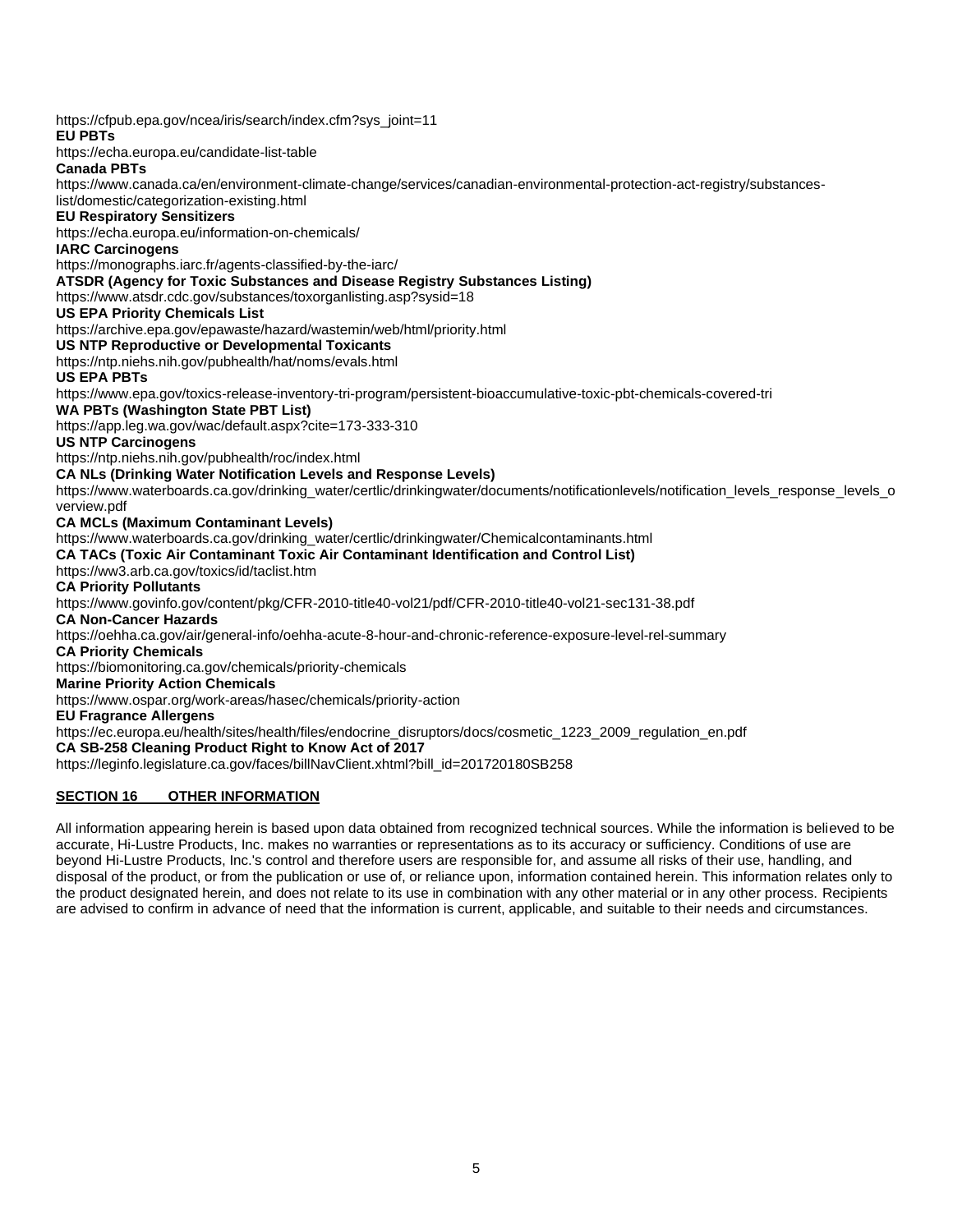https://cfpub.epa.gov/ncea/iris/search/index.cfm?sys_joint=11

**EU PBTs**

https://echa.europa.eu/candidate-list-table

**Canada PBTs**

https://www.canada.ca/en/environment-climate-change/services/canadian-environmental-protection-act-registry/substances-list/domestic/categorization-existing.html

**EU Respiratory Sensitizers**

https://echa.europa.eu/information-on-chemicals/

**IARC Carcinogens**

https://monographs.iarc.fr/agents-classified-by-the-iarc/

**ATSDR (Agency for Toxic Substances and Disease Registry Substances Listing)**

https://www.atsdr.cdc.gov/substances/toxorganlisting.asp?sysid=18

**US EPA Priority Chemicals List**

https://archive.epa.gov/epawaste/hazard/wastemin/web/html/priority.html

**US NTP Reproductive or Developmental Toxicants**

https://ntp.niehs.nih.gov/pubhealth/hat/noms/evals.html

**US EPA PBTs**

https://www.epa.gov/toxics-release-inventory-tri-program/persistent-bioaccumulative-toxic-pbt-chemicals-covered-tri

**WA PBTs (Washington State PBT List)**

https://app.leg.wa.gov/wac/default.aspx?cite=173-333-310

**US NTP Carcinogens**

https://ntp.niehs.nih.gov/pubhealth/roc/index.html

**CA NLs (Drinking Water Notification Levels and Response Levels)**

https://www.waterboards.ca.gov/drinking_water/certlic/drinkingwater/documents/notificationlevels/notification_levels_response_levels_overview.pdf

**CA MCLs (Maximum Contaminant Levels)**

https://www.waterboards.ca.gov/drinking_water/certlic/drinkingwater/Chemicalcontaminants.html

**CA TACs (Toxic Air Contaminant Toxic Air Contaminant Identification and Control List)**

https://ww3.arb.ca.gov/toxics/id/taclist.htm

**CA Priority Pollutants**

https://www.govinfo.gov/content/pkg/CFR-2010-title40-vol21/pdf/CFR-2010-title40-vol21-sec131-38.pdf

**CA Non-Cancer Hazards**

https://oehha.ca.gov/air/general-info/oehha-acute-8-hour-and-chronic-reference-exposure-level-rel-summary

**CA Priority Chemicals**

https://biomonitoring.ca.gov/chemicals/priority-chemicals

**Marine Priority Action Chemicals**

https://www.ospar.org/work-areas/hasec/chemicals/priority-action

**EU Fragrance Allergens**

https://ec.europa.eu/health/sites/health/files/endocrine_disruptors/docs/cosmetic_1223_2009_regulation_en.pdf

**CA SB-258 Cleaning Product Right to Know Act of 2017**

https://leginfo.legislature.ca.gov/faces/billNavClient.xhtml?bill_id=201720180SB258

## SECTION 16 OTHER INFORMATION

All information appearing herein is based upon data obtained from recognized technical sources. While the information is believed to be accurate, Hi-Lustre Products, Inc. makes no warranties or representations as to its accuracy or sufficiency. Conditions of use are beyond Hi-Lustre Products, Inc.'s control and therefore users are responsible for, and assume all risks of their use, handling, and disposal of the product, or from the publication or use of, or reliance upon, information contained herein. This information relates only to the product designated herein, and does not relate to its use in combination with any other material or in any other process. Recipients are advised to confirm in advance of need that the information is current, applicable, and suitable to their needs and circumstances.